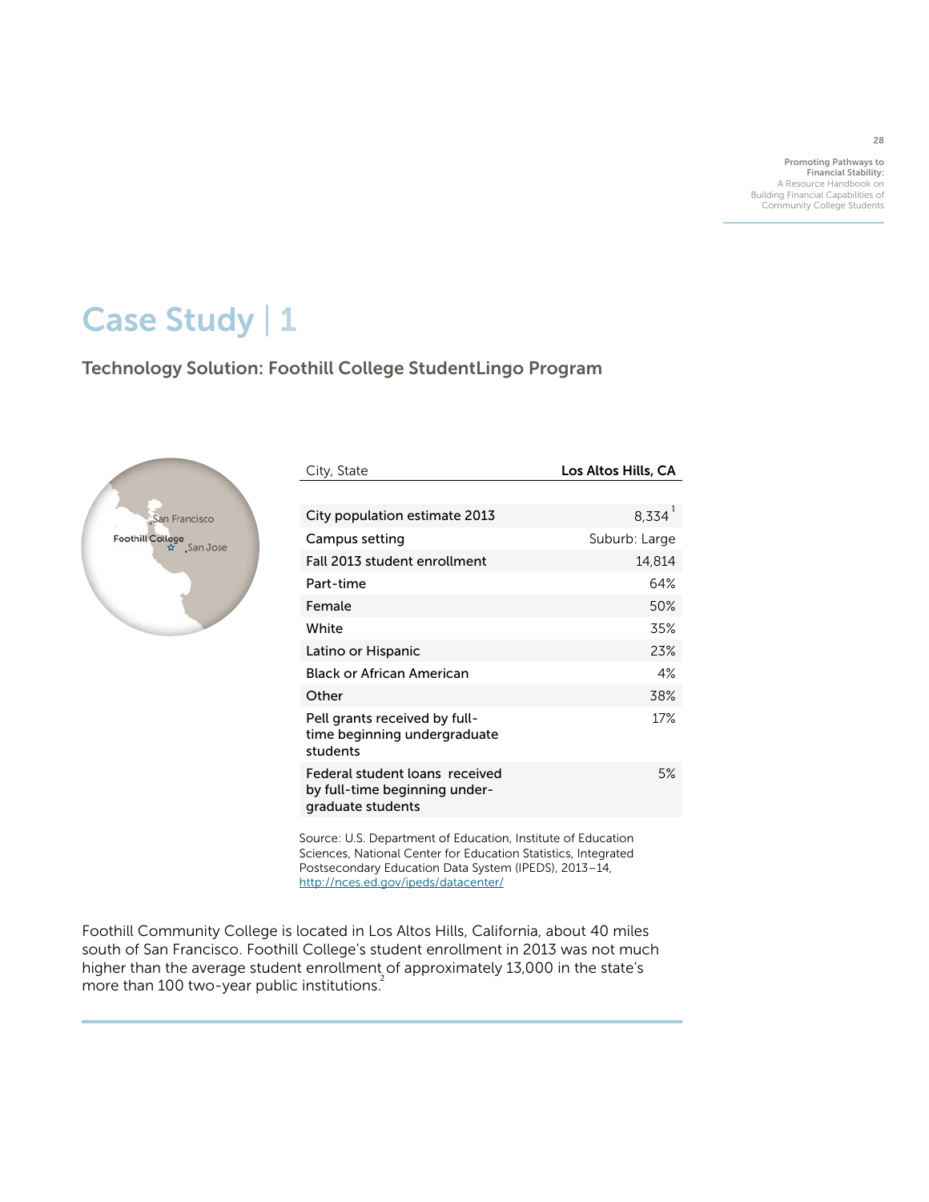# Case Study | 1

## Technology Solution: Foothill College StudentLingo Program

| City, State | Los Altos Hills, CA |
|---|---|
| City population estimate 2013 | 8,334[1] |
| Campus setting | Suburb: Large |
| Fall 2013 student enrollment | 14,814 |
| Part-time | 64% |
| Female | 50% |
| White | 35% |
| Latino or Hispanic | 23% |
| Black or African American | 4% |
| Other | 38% |
| Pell grants received by full-time beginning undergraduate students | 17% |
| Federal student loans received by full-time beginning under-graduate students | 5% |

Source: U.S. Department of Education, Institute of Education Sciences, National Center for Education Statistics, Integrated Postsecondary Education Data System (IPEDS), 2013–14, http://nces.ed.gov/ipeds/datacenter/

Foothill Community College is located in Los Altos Hills, California, about 40 miles south of San Francisco. Foothill College's student enrollment in 2013 was not much higher than the average student enrollment of approximately 13,000 in the state's more than 100 two-year public institutions.[2]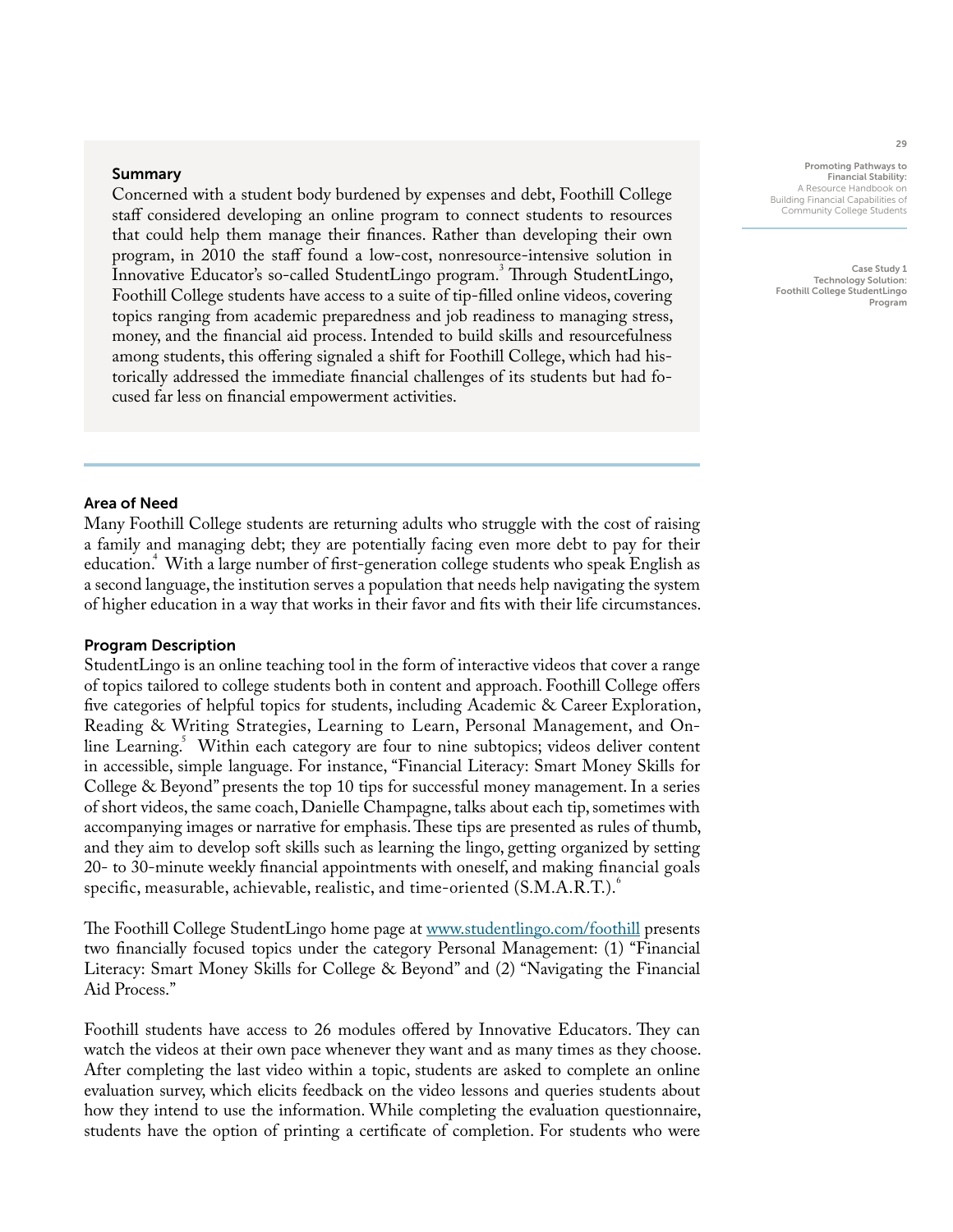## Summary

Concerned with a student body burdened by expenses and debt, Foothill College staff considered developing an online program to connect students to resources that could help them manage their finances. Rather than developing their own program, in 2010 the staff found a low-cost, nonresource-intensive solution in Innovative Educator's so-called StudentLingo program.[3] Through StudentLingo, Foothill College students have access to a suite of tip-filled online videos, covering topics ranging from academic preparedness and job readiness to managing stress, money, and the financial aid process. Intended to build skills and resourcefulness among students, this offering signaled a shift for Foothill College, which had historically addressed the immediate financial challenges of its students but had focused far less on financial empowerment activities.

## Area of Need

Many Foothill College students are returning adults who struggle with the cost of raising a family and managing debt; they are potentially facing even more debt to pay for their education.[4] With a large number of first-generation college students who speak English as a second language, the institution serves a population that needs help navigating the system of higher education in a way that works in their favor and fits with their life circumstances.

## Program Description

StudentLingo is an online teaching tool in the form of interactive videos that cover a range of topics tailored to college students both in content and approach. Foothill College offers five categories of helpful topics for students, including Academic & Career Exploration, Reading & Writing Strategies, Learning to Learn, Personal Management, and Online Learning.[5] Within each category are four to nine subtopics; videos deliver content in accessible, simple language. For instance, "Financial Literacy: Smart Money Skills for College & Beyond" presents the top 10 tips for successful money management. In a series of short videos, the same coach, Danielle Champagne, talks about each tip, sometimes with accompanying images or narrative for emphasis. These tips are presented as rules of thumb, and they aim to develop soft skills such as learning the lingo, getting organized by setting 20- to 30-minute weekly financial appointments with oneself, and making financial goals specific, measurable, achievable, realistic, and time-oriented (S.M.A.R.T.).[6]

The Foothill College StudentLingo home page at www.studentlingo.com/foothill presents two financially focused topics under the category Personal Management: (1) "Financial Literacy: Smart Money Skills for College & Beyond" and (2) "Navigating the Financial Aid Process."

Foothill students have access to 26 modules offered by Innovative Educators. They can watch the videos at their own pace whenever they want and as many times as they choose. After completing the last video within a topic, students are asked to complete an online evaluation survey, which elicits feedback on the video lessons and queries students about how they intend to use the information. While completing the evaluation questionnaire, students have the option of printing a certificate of completion. For students who were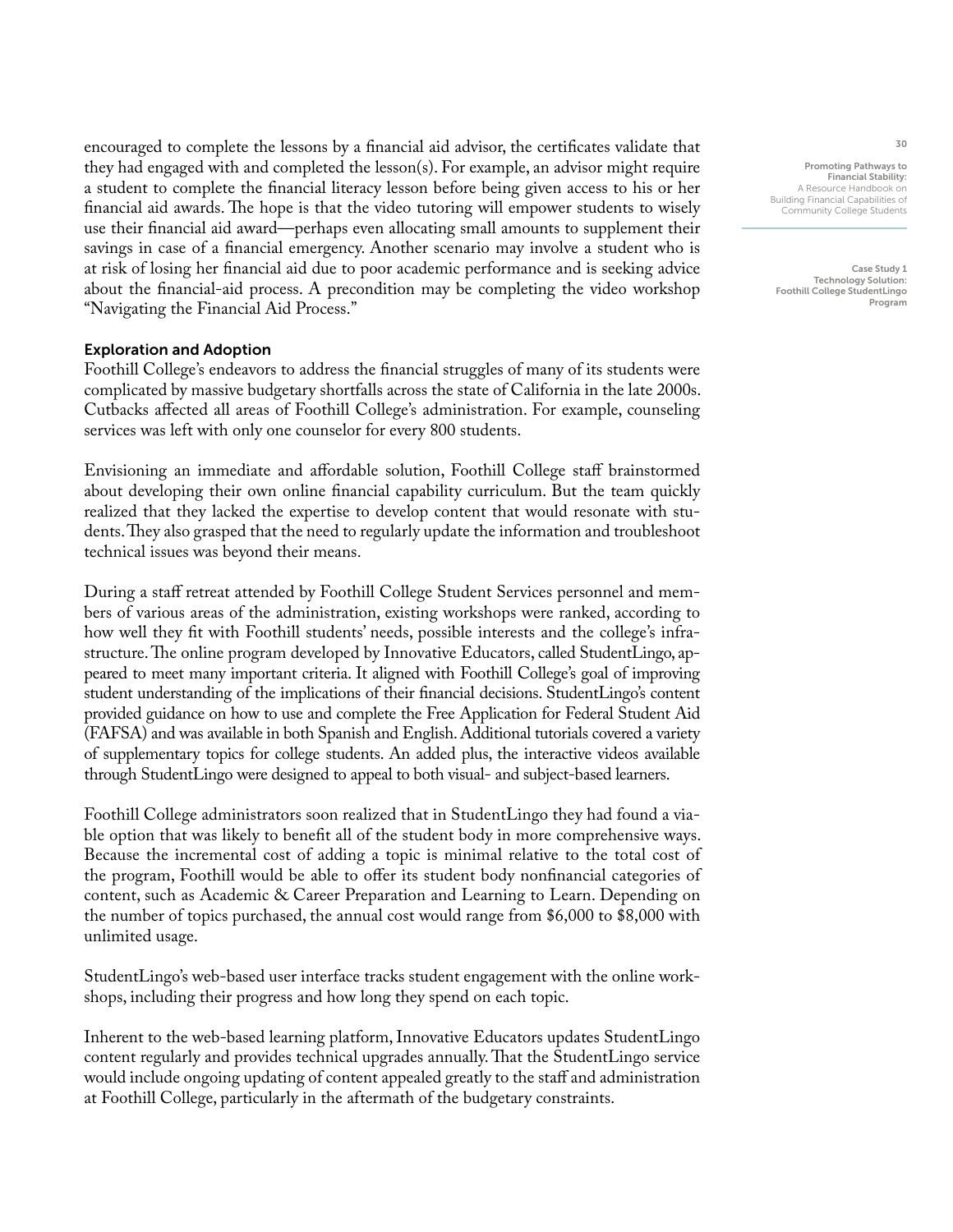encouraged to complete the lessons by a financial aid advisor, the certificates validate that they had engaged with and completed the lesson(s). For example, an advisor might require a student to complete the financial literacy lesson before being given access to his or her financial aid awards. The hope is that the video tutoring will empower students to wisely use their financial aid award—perhaps even allocating small amounts to supplement their savings in case of a financial emergency. Another scenario may involve a student who is at risk of losing her financial aid due to poor academic performance and is seeking advice about the financial-aid process. A precondition may be completing the video workshop "Navigating the Financial Aid Process."

### Exploration and Adoption

Foothill College's endeavors to address the financial struggles of many of its students were complicated by massive budgetary shortfalls across the state of California in the late 2000s. Cutbacks affected all areas of Foothill College's administration. For example, counseling services was left with only one counselor for every 800 students.

Envisioning an immediate and affordable solution, Foothill College staff brainstormed about developing their own online financial capability curriculum. But the team quickly realized that they lacked the expertise to develop content that would resonate with students. They also grasped that the need to regularly update the information and troubleshoot technical issues was beyond their means.

During a staff retreat attended by Foothill College Student Services personnel and members of various areas of the administration, existing workshops were ranked, according to how well they fit with Foothill students' needs, possible interests and the college's infrastructure. The online program developed by Innovative Educators, called StudentLingo, appeared to meet many important criteria. It aligned with Foothill College's goal of improving student understanding of the implications of their financial decisions. StudentLingo's content provided guidance on how to use and complete the Free Application for Federal Student Aid (FAFSA) and was available in both Spanish and English. Additional tutorials covered a variety of supplementary topics for college students. An added plus, the interactive videos available through StudentLingo were designed to appeal to both visual- and subject-based learners.

Foothill College administrators soon realized that in StudentLingo they had found a viable option that was likely to benefit all of the student body in more comprehensive ways. Because the incremental cost of adding a topic is minimal relative to the total cost of the program, Foothill would be able to offer its student body nonfinancial categories of content, such as Academic & Career Preparation and Learning to Learn. Depending on the number of topics purchased, the annual cost would range from $6,000 to $8,000 with unlimited usage.

StudentLingo's web-based user interface tracks student engagement with the online workshops, including their progress and how long they spend on each topic.

Inherent to the web-based learning platform, Innovative Educators updates StudentLingo content regularly and provides technical upgrades annually. That the StudentLingo service would include ongoing updating of content appealed greatly to the staff and administration at Foothill College, particularly in the aftermath of the budgetary constraints.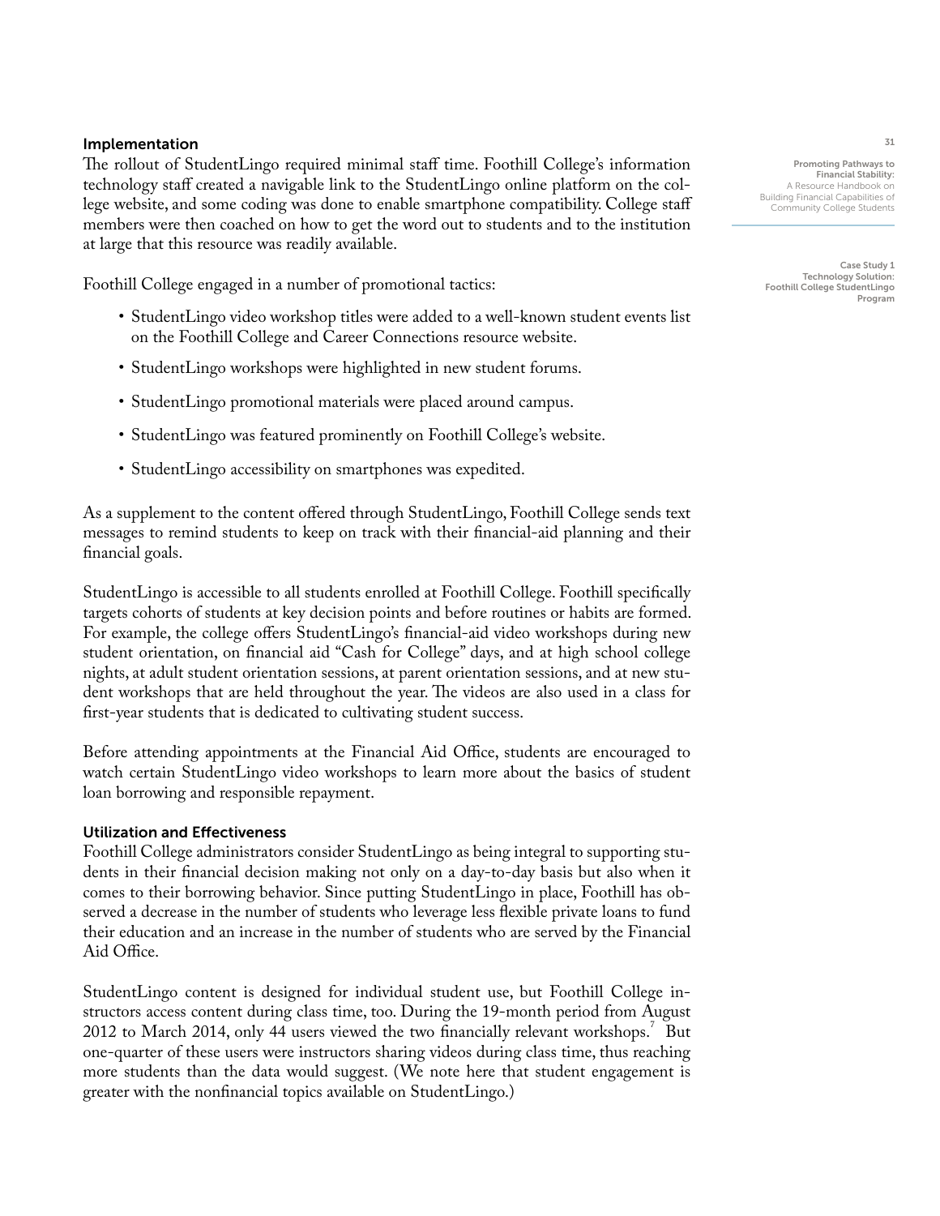### Implementation

The rollout of StudentLingo required minimal staff time. Foothill College's information technology staff created a navigable link to the StudentLingo online platform on the college website, and some coding was done to enable smartphone compatibility. College staff members were then coached on how to get the word out to students and to the institution at large that this resource was readily available.

Foothill College engaged in a number of promotional tactics:

- StudentLingo video workshop titles were added to a well-known student events list on the Foothill College and Career Connections resource website.
- StudentLingo workshops were highlighted in new student forums.
- StudentLingo promotional materials were placed around campus.
- StudentLingo was featured prominently on Foothill College's website.
- StudentLingo accessibility on smartphones was expedited.

As a supplement to the content offered through StudentLingo, Foothill College sends text messages to remind students to keep on track with their financial-aid planning and their financial goals.

StudentLingo is accessible to all students enrolled at Foothill College. Foothill specifically targets cohorts of students at key decision points and before routines or habits are formed. For example, the college offers StudentLingo's financial-aid video workshops during new student orientation, on financial aid "Cash for College" days, and at high school college nights, at adult student orientation sessions, at parent orientation sessions, and at new student workshops that are held throughout the year. The videos are also used in a class for first-year students that is dedicated to cultivating student success.

Before attending appointments at the Financial Aid Office, students are encouraged to watch certain StudentLingo video workshops to learn more about the basics of student loan borrowing and responsible repayment.

### Utilization and Effectiveness

Foothill College administrators consider StudentLingo as being integral to supporting students in their financial decision making not only on a day-to-day basis but also when it comes to their borrowing behavior. Since putting StudentLingo in place, Foothill has observed a decrease in the number of students who leverage less flexible private loans to fund their education and an increase in the number of students who are served by the Financial Aid Office.

StudentLingo content is designed for individual student use, but Foothill College instructors access content during class time, too. During the 19-month period from August 2012 to March 2014, only 44 users viewed the two financially relevant workshops.[7] But one-quarter of these users were instructors sharing videos during class time, thus reaching more students than the data would suggest. (We note here that student engagement is greater with the nonfinancial topics available on StudentLingo.)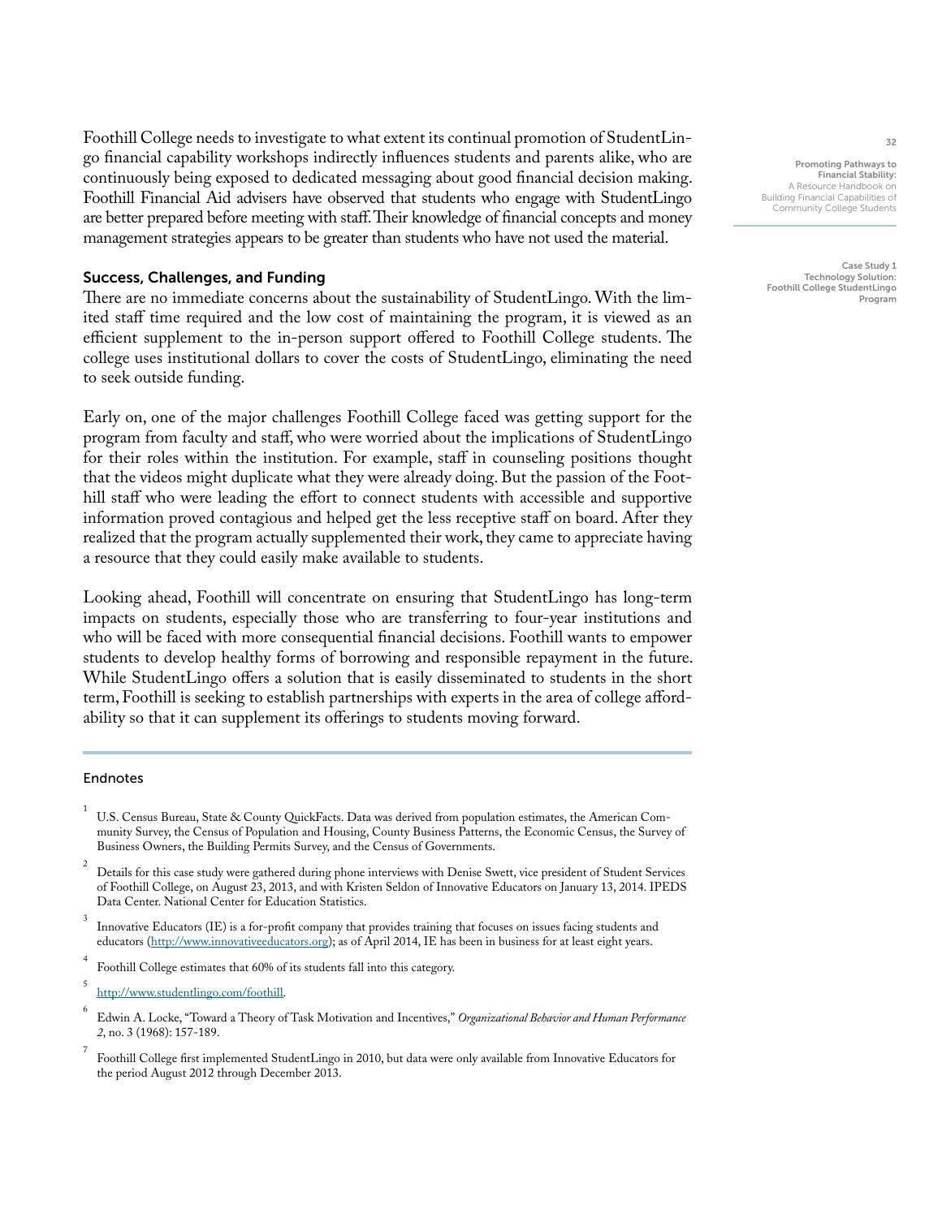Foothill College needs to investigate to what extent its continual promotion of StudentLingo financial capability workshops indirectly influences students and parents alike, who are continuously being exposed to dedicated messaging about good financial decision making. Foothill Financial Aid advisers have observed that students who engage with StudentLingo are better prepared before meeting with staff. Their knowledge of financial concepts and money management strategies appears to be greater than students who have not used the material.

### Success, Challenges, and Funding

There are no immediate concerns about the sustainability of StudentLingo. With the limited staff time required and the low cost of maintaining the program, it is viewed as an efficient supplement to the in-person support offered to Foothill College students. The college uses institutional dollars to cover the costs of StudentLingo, eliminating the need to seek outside funding.

Early on, one of the major challenges Foothill College faced was getting support for the program from faculty and staff, who were worried about the implications of StudentLingo for their roles within the institution. For example, staff in counseling positions thought that the videos might duplicate what they were already doing. But the passion of the Foothill staff who were leading the effort to connect students with accessible and supportive information proved contagious and helped get the less receptive staff on board. After they realized that the program actually supplemented their work, they came to appreciate having a resource that they could easily make available to students.

Looking ahead, Foothill will concentrate on ensuring that StudentLingo has long-term impacts on students, especially those who are transferring to four-year institutions and who will be faced with more consequential financial decisions. Foothill wants to empower students to develop healthy forms of borrowing and responsible repayment in the future. While StudentLingo offers a solution that is easily disseminated to students in the short term, Foothill is seeking to establish partnerships with experts in the area of college affordability so that it can supplement its offerings to students moving forward.

### Endnotes

1. U.S. Census Bureau, State & County QuickFacts. Data was derived from population estimates, the American Community Survey, the Census of Population and Housing, County Business Patterns, the Economic Census, the Survey of Business Owners, the Building Permits Survey, and the Census of Governments.
2. Details for this case study were gathered during phone interviews with Denise Swett, vice president of Student Services of Foothill College, on August 23, 2013, and with Kristen Seldon of Innovative Educators on January 13, 2014. IPEDS Data Center. National Center for Education Statistics.
3. Innovative Educators (IE) is a for-profit company that provides training that focuses on issues facing students and educators (http://www.innovativeeducators.org); as of April 2014, IE has been in business for at least eight years.
4. Foothill College estimates that 60% of its students fall into this category.
5. http://www.studentlingo.com/foothill.
6. Edwin A. Locke, "Toward a Theory of Task Motivation and Incentives," *Organizational Behavior and Human Performance 2*, no. 3 (1968): 157-189.
7. Foothill College first implemented StudentLingo in 2010, but data were only available from Innovative Educators for the period August 2012 through December 2013.